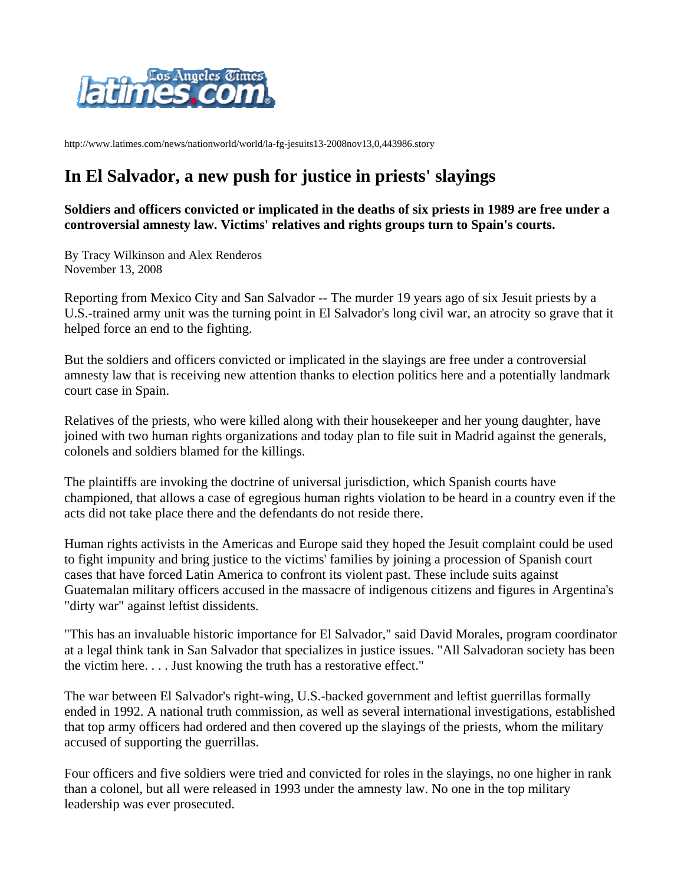http://www.latimes.com/news/nationworld/world/la-fg-jesuits13-2008nov13,0,443986.story

# In El Salvador, a new push for justice in priests' slayings

**Soldiers and officers convicted or implicated in the deaths of six priests in 1989 are free under a controversial amnesty law. Victims' relatives and rights groups turn to Spain's courts.**

By Tracy Wilkinson and Alex Renderos
November 13, 2008

Reporting from Mexico City and San Salvador -- The murder 19 years ago of six Jesuit priests by a U.S.-trained army unit was the turning point in El Salvador's long civil war, an atrocity so grave that it helped force an end to the fighting.

But the soldiers and officers convicted or implicated in the slayings are free under a controversial amnesty law that is receiving new attention thanks to election politics here and a potentially landmark court case in Spain.

Relatives of the priests, who were killed along with their housekeeper and her young daughter, have joined with two human rights organizations and today plan to file suit in Madrid against the generals, colonels and soldiers blamed for the killings.

The plaintiffs are invoking the doctrine of universal jurisdiction, which Spanish courts have championed, that allows a case of egregious human rights violation to be heard in a country even if the acts did not take place there and the defendants do not reside there.

Human rights activists in the Americas and Europe said they hoped the Jesuit complaint could be used to fight impunity and bring justice to the victims' families by joining a procession of Spanish court cases that have forced Latin America to confront its violent past. These include suits against Guatemalan military officers accused in the massacre of indigenous citizens and figures in Argentina's "dirty war" against leftist dissidents.

"This has an invaluable historic importance for El Salvador," said David Morales, program coordinator at a legal think tank in San Salvador that specializes in justice issues. "All Salvadoran society has been the victim here. . . . Just knowing the truth has a restorative effect."

The war between El Salvador's right-wing, U.S.-backed government and leftist guerrillas formally ended in 1992. A national truth commission, as well as several international investigations, established that top army officers had ordered and then covered up the slayings of the priests, whom the military accused of supporting the guerrillas.

Four officers and five soldiers were tried and convicted for roles in the slayings, no one higher in rank than a colonel, but all were released in 1993 under the amnesty law. No one in the top military leadership was ever prosecuted.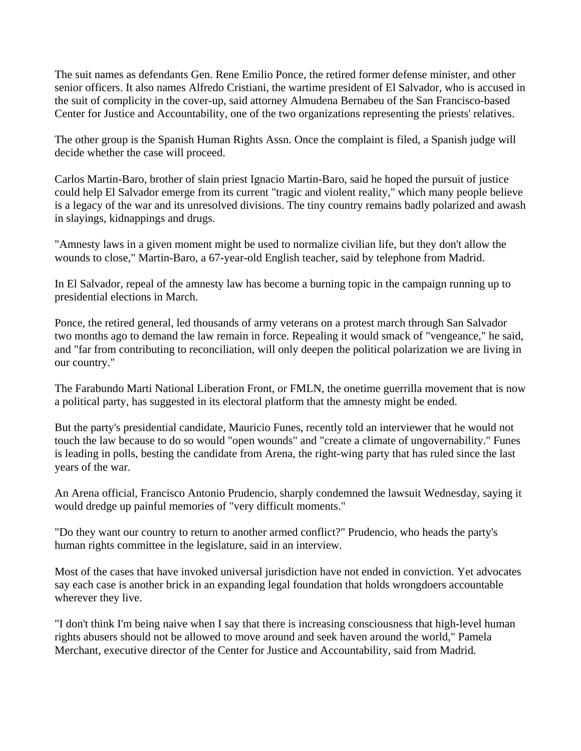The suit names as defendants Gen. Rene Emilio Ponce, the retired former defense minister, and other senior officers. It also names Alfredo Cristiani, the wartime president of El Salvador, who is accused in the suit of complicity in the cover-up, said attorney Almudena Bernabeu of the San Francisco-based Center for Justice and Accountability, one of the two organizations representing the priests' relatives.

The other group is the Spanish Human Rights Assn. Once the complaint is filed, a Spanish judge will decide whether the case will proceed.

Carlos Martin-Baro, brother of slain priest Ignacio Martin-Baro, said he hoped the pursuit of justice could help El Salvador emerge from its current "tragic and violent reality," which many people believe is a legacy of the war and its unresolved divisions. The tiny country remains badly polarized and awash in slayings, kidnappings and drugs.

"Amnesty laws in a given moment might be used to normalize civilian life, but they don't allow the wounds to close," Martin-Baro, a 67-year-old English teacher, said by telephone from Madrid.

In El Salvador, repeal of the amnesty law has become a burning topic in the campaign running up to presidential elections in March.

Ponce, the retired general, led thousands of army veterans on a protest march through San Salvador two months ago to demand the law remain in force. Repealing it would smack of "vengeance," he said, and "far from contributing to reconciliation, will only deepen the political polarization we are living in our country."

The Farabundo Marti National Liberation Front, or FMLN, the onetime guerrilla movement that is now a political party, has suggested in its electoral platform that the amnesty might be ended.

But the party's presidential candidate, Mauricio Funes, recently told an interviewer that he would not touch the law because to do so would "open wounds" and "create a climate of ungovernability." Funes is leading in polls, besting the candidate from Arena, the right-wing party that has ruled since the last years of the war.

An Arena official, Francisco Antonio Prudencio, sharply condemned the lawsuit Wednesday, saying it would dredge up painful memories of "very difficult moments."

"Do they want our country to return to another armed conflict?" Prudencio, who heads the party's human rights committee in the legislature, said in an interview.

Most of the cases that have invoked universal jurisdiction have not ended in conviction. Yet advocates say each case is another brick in an expanding legal foundation that holds wrongdoers accountable wherever they live.

"I don't think I'm being naive when I say that there is increasing consciousness that high-level human rights abusers should not be allowed to move around and seek haven around the world," Pamela Merchant, executive director of the Center for Justice and Accountability, said from Madrid.